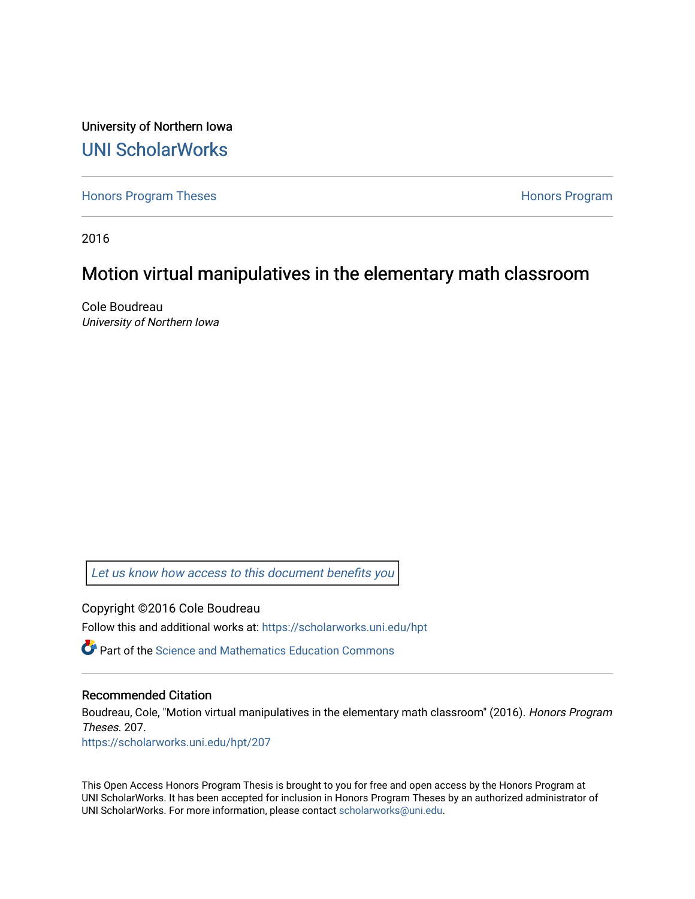University of Northern Iowa

# UNI ScholarWorks

Honors Program Theses

Honors Program

2016

## Motion virtual manipulatives in the elementary math classroom

Cole Boudreau

*University of Northern Iowa*

Let us know how access to this document benefits you

Copyright ©2016 Cole Boudreau

Follow this and additional works at: https://scholarworks.uni.edu/hpt

Part of the Science and Mathematics Education Commons

### Recommended Citation

Boudreau, Cole, "Motion virtual manipulatives in the elementary math classroom" (2016). *Honors Program Theses*. 207.

https://scholarworks.uni.edu/hpt/207

This Open Access Honors Program Thesis is brought to you for free and open access by the Honors Program at UNI ScholarWorks. It has been accepted for inclusion in Honors Program Theses by an authorized administrator of UNI ScholarWorks. For more information, please contact scholarworks@uni.edu.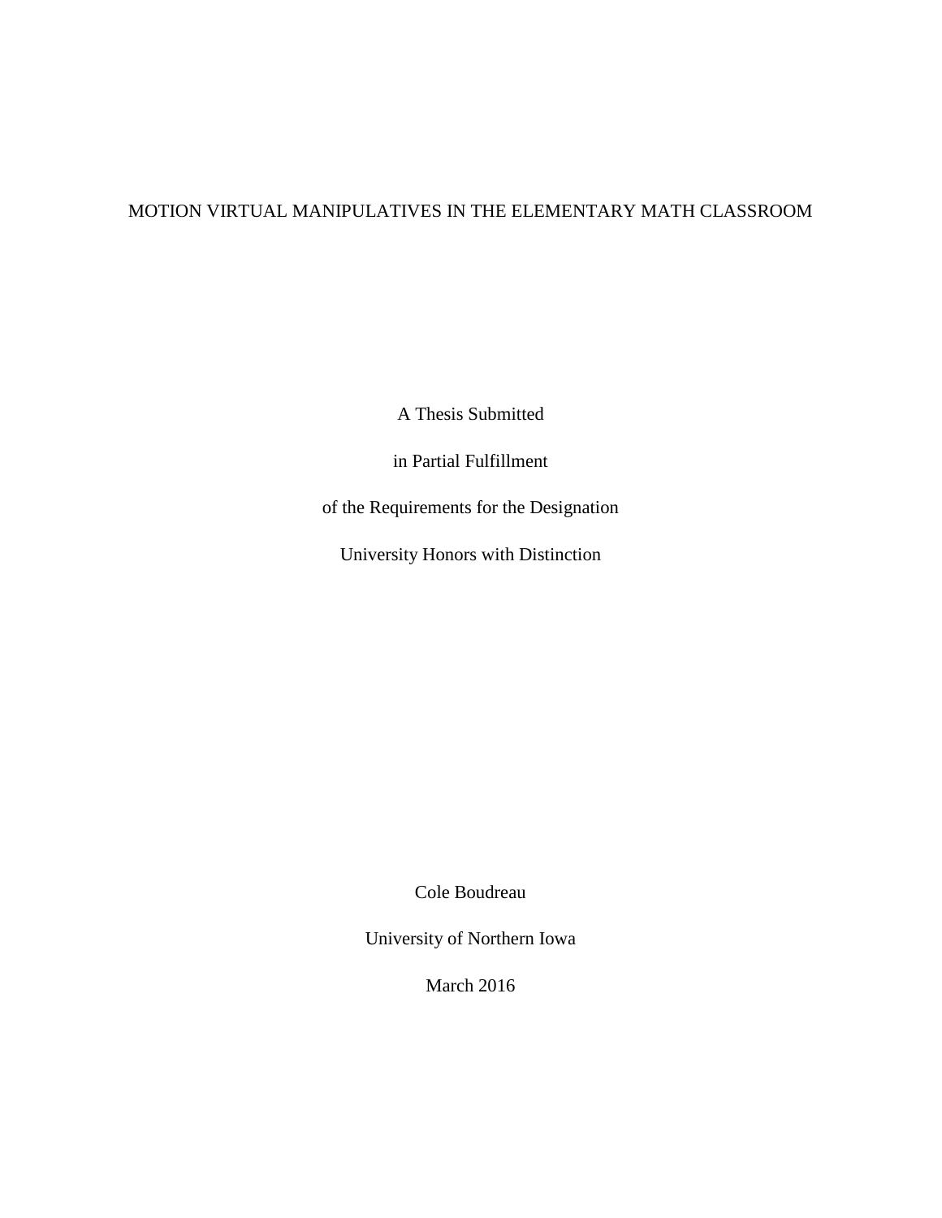# MOTION VIRTUAL MANIPULATIVES IN THE ELEMENTARY MATH CLASSROOM

A Thesis Submitted

in Partial Fulfillment

of the Requirements for the Designation

University Honors with Distinction

Cole Boudreau

University of Northern Iowa

March 2016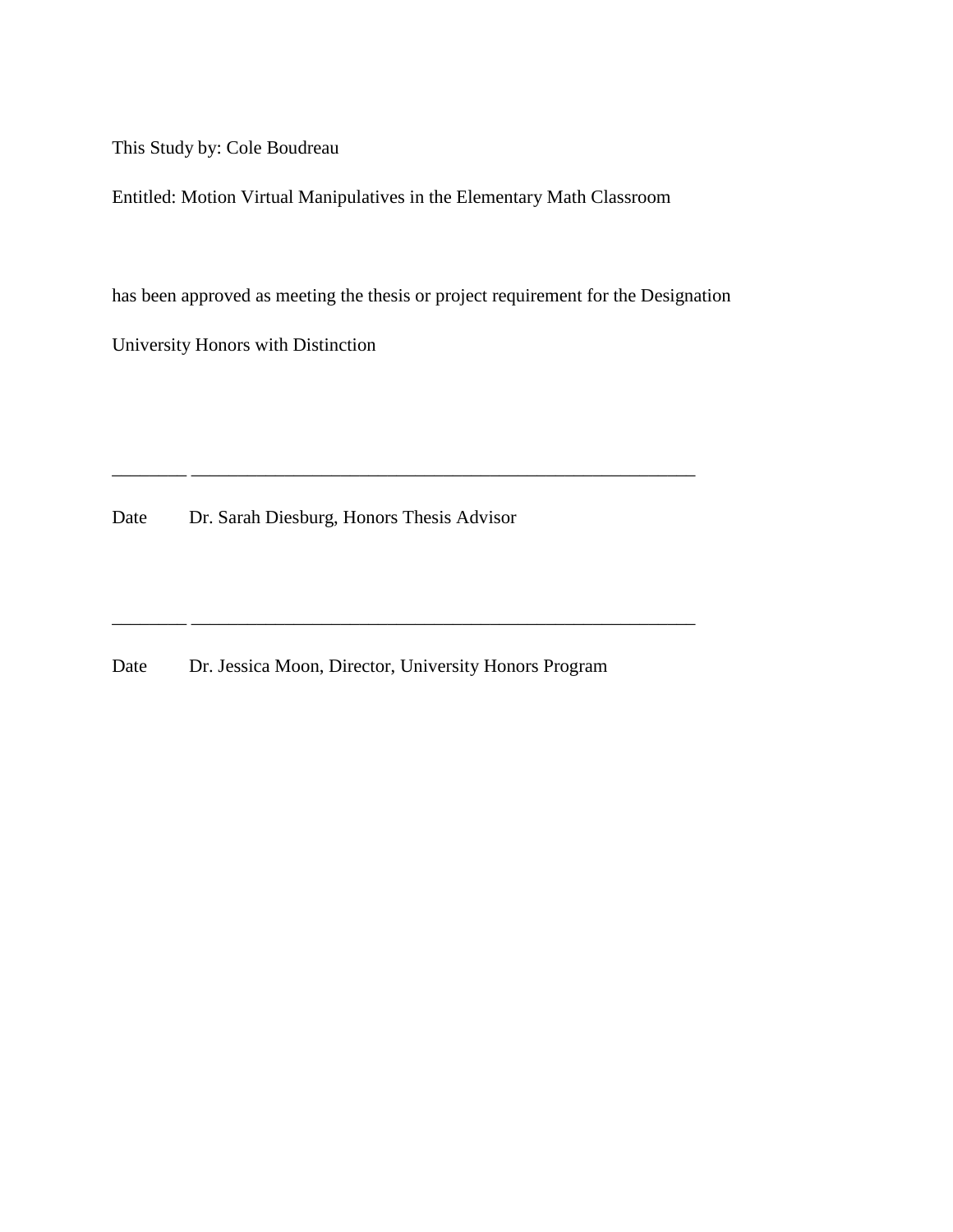This Study by: Cole Boudreau

Entitled: Motion Virtual Manipulatives in the Elementary Math Classroom

has been approved as meeting the thesis or project requirement for the Designation

University Honors with Distinction

________ ________________________________________________________

Date Dr. Sarah Diesburg, Honors Thesis Advisor

________ ________________________________________________________

Date Dr. Jessica Moon, Director, University Honors Program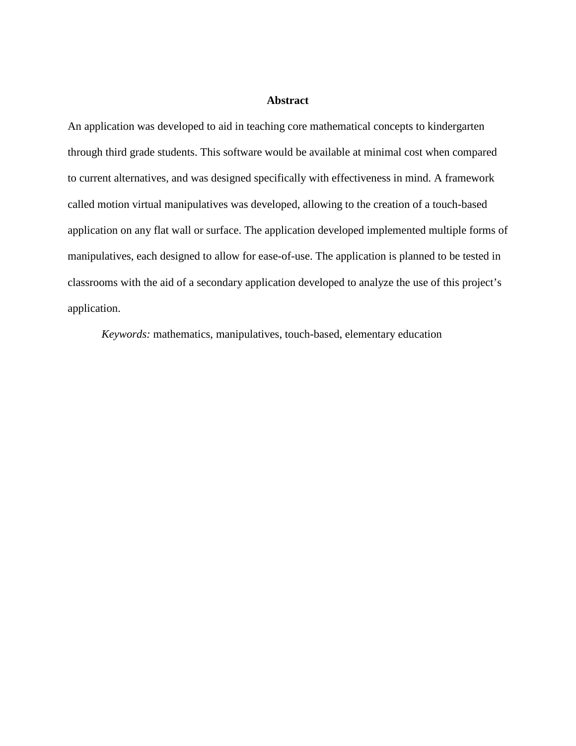# Abstract

An application was developed to aid in teaching core mathematical concepts to kindergarten through third grade students. This software would be available at minimal cost when compared to current alternatives, and was designed specifically with effectiveness in mind. A framework called motion virtual manipulatives was developed, allowing to the creation of a touch-based application on any flat wall or surface. The application developed implemented multiple forms of manipulatives, each designed to allow for ease-of-use. The application is planned to be tested in classrooms with the aid of a secondary application developed to analyze the use of this project's application.

*Keywords:* mathematics, manipulatives, touch-based, elementary education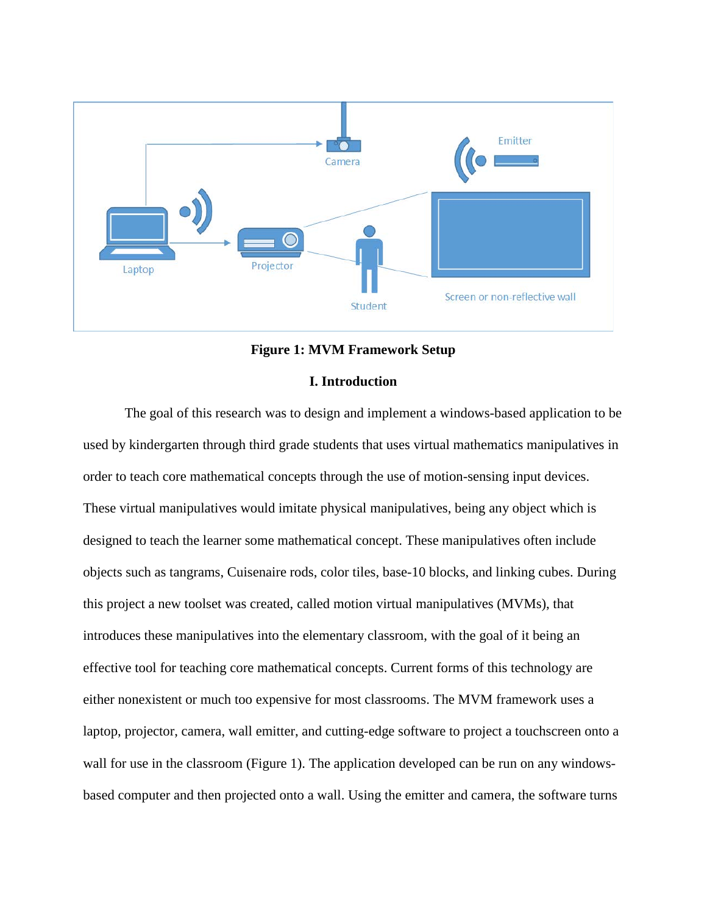**Figure 1: MVM Framework Setup**

## I. Introduction

The goal of this research was to design and implement a windows-based application to be used by kindergarten through third grade students that uses virtual mathematics manipulatives in order to teach core mathematical concepts through the use of motion-sensing input devices. These virtual manipulatives would imitate physical manipulatives, being any object which is designed to teach the learner some mathematical concept. These manipulatives often include objects such as tangrams, Cuisenaire rods, color tiles, base-10 blocks, and linking cubes. During this project a new toolset was created, called motion virtual manipulatives (MVMs), that introduces these manipulatives into the elementary classroom, with the goal of it being an effective tool for teaching core mathematical concepts. Current forms of this technology are either nonexistent or much too expensive for most classrooms. The MVM framework uses a laptop, projector, camera, wall emitter, and cutting-edge software to project a touchscreen onto a wall for use in the classroom (Figure 1). The application developed can be run on any windows-based computer and then projected onto a wall. Using the emitter and camera, the software turns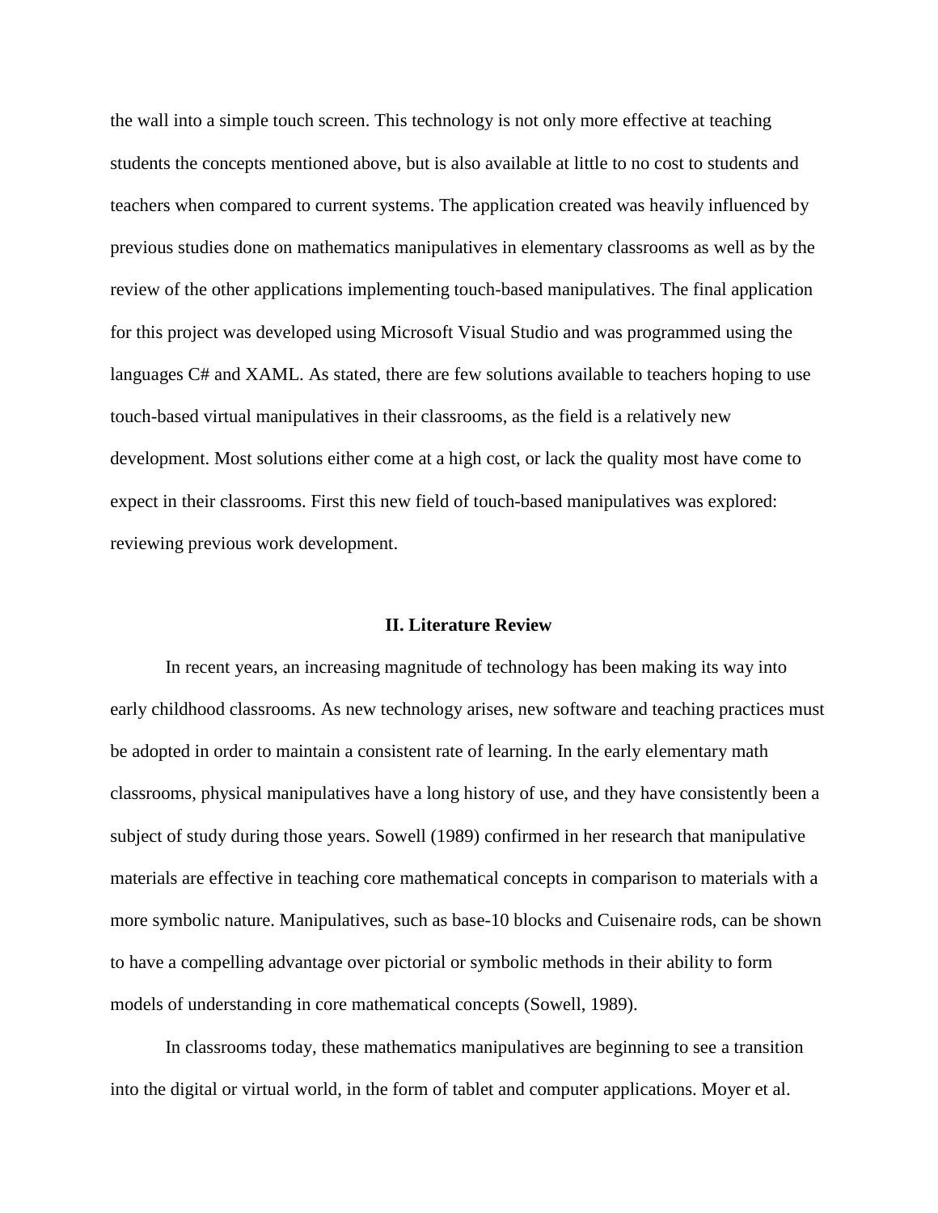the wall into a simple touch screen. This technology is not only more effective at teaching students the concepts mentioned above, but is also available at little to no cost to students and teachers when compared to current systems. The application created was heavily influenced by previous studies done on mathematics manipulatives in elementary classrooms as well as by the review of the other applications implementing touch-based manipulatives. The final application for this project was developed using Microsoft Visual Studio and was programmed using the languages C# and XAML. As stated, there are few solutions available to teachers hoping to use touch-based virtual manipulatives in their classrooms, as the field is a relatively new development. Most solutions either come at a high cost, or lack the quality most have come to expect in their classrooms. First this new field of touch-based manipulatives was explored: reviewing previous work development.

## II. Literature Review

In recent years, an increasing magnitude of technology has been making its way into early childhood classrooms. As new technology arises, new software and teaching practices must be adopted in order to maintain a consistent rate of learning. In the early elementary math classrooms, physical manipulatives have a long history of use, and they have consistently been a subject of study during those years. Sowell (1989) confirmed in her research that manipulative materials are effective in teaching core mathematical concepts in comparison to materials with a more symbolic nature. Manipulatives, such as base-10 blocks and Cuisenaire rods, can be shown to have a compelling advantage over pictorial or symbolic methods in their ability to form models of understanding in core mathematical concepts (Sowell, 1989).

In classrooms today, these mathematics manipulatives are beginning to see a transition into the digital or virtual world, in the form of tablet and computer applications. Moyer et al.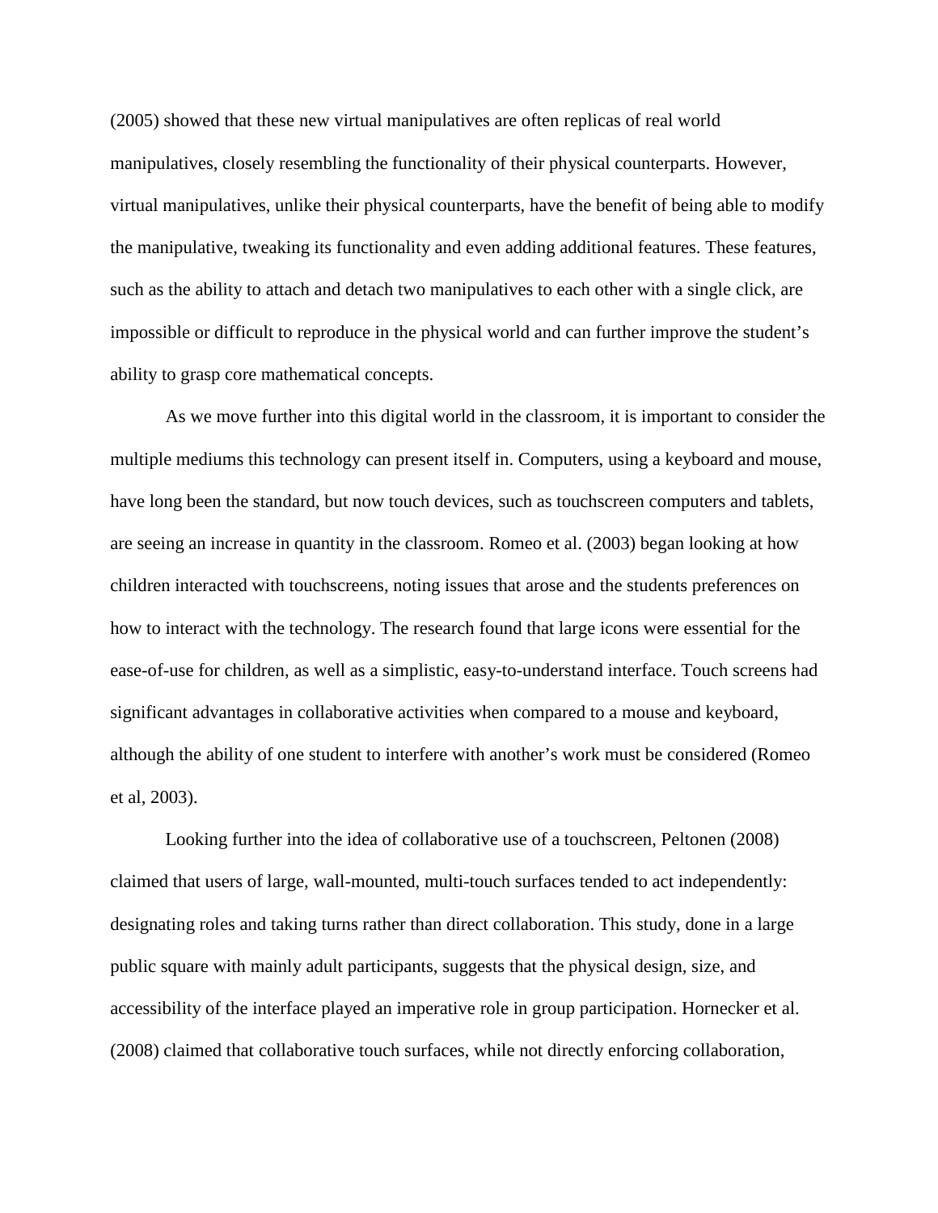(2005) showed that these new virtual manipulatives are often replicas of real world manipulatives, closely resembling the functionality of their physical counterparts. However, virtual manipulatives, unlike their physical counterparts, have the benefit of being able to modify the manipulative, tweaking its functionality and even adding additional features. These features, such as the ability to attach and detach two manipulatives to each other with a single click, are impossible or difficult to reproduce in the physical world and can further improve the student's ability to grasp core mathematical concepts.

As we move further into this digital world in the classroom, it is important to consider the multiple mediums this technology can present itself in. Computers, using a keyboard and mouse, have long been the standard, but now touch devices, such as touchscreen computers and tablets, are seeing an increase in quantity in the classroom. Romeo et al. (2003) began looking at how children interacted with touchscreens, noting issues that arose and the students preferences on how to interact with the technology. The research found that large icons were essential for the ease-of-use for children, as well as a simplistic, easy-to-understand interface. Touch screens had significant advantages in collaborative activities when compared to a mouse and keyboard, although the ability of one student to interfere with another's work must be considered (Romeo et al, 2003).

Looking further into the idea of collaborative use of a touchscreen, Peltonen (2008) claimed that users of large, wall-mounted, multi-touch surfaces tended to act independently: designating roles and taking turns rather than direct collaboration. This study, done in a large public square with mainly adult participants, suggests that the physical design, size, and accessibility of the interface played an imperative role in group participation. Hornecker et al. (2008) claimed that collaborative touch surfaces, while not directly enforcing collaboration,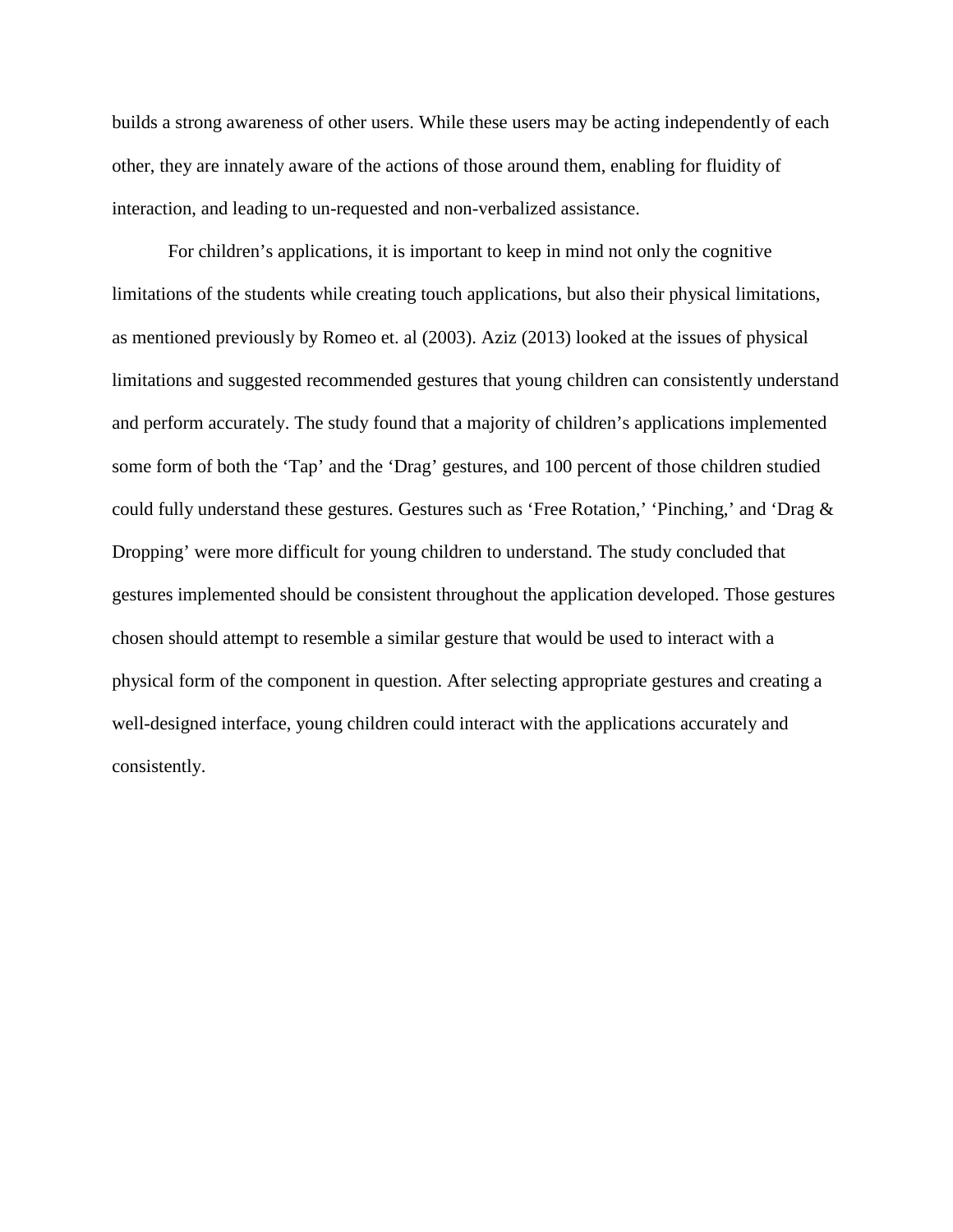builds a strong awareness of other users. While these users may be acting independently of each other, they are innately aware of the actions of those around them, enabling for fluidity of interaction, and leading to un-requested and non-verbalized assistance.

For children's applications, it is important to keep in mind not only the cognitive limitations of the students while creating touch applications, but also their physical limitations, as mentioned previously by Romeo et. al (2003). Aziz (2013) looked at the issues of physical limitations and suggested recommended gestures that young children can consistently understand and perform accurately. The study found that a majority of children's applications implemented some form of both the 'Tap' and the 'Drag' gestures, and 100 percent of those children studied could fully understand these gestures. Gestures such as 'Free Rotation,' 'Pinching,' and 'Drag & Dropping' were more difficult for young children to understand. The study concluded that gestures implemented should be consistent throughout the application developed. Those gestures chosen should attempt to resemble a similar gesture that would be used to interact with a physical form of the component in question. After selecting appropriate gestures and creating a well-designed interface, young children could interact with the applications accurately and consistently.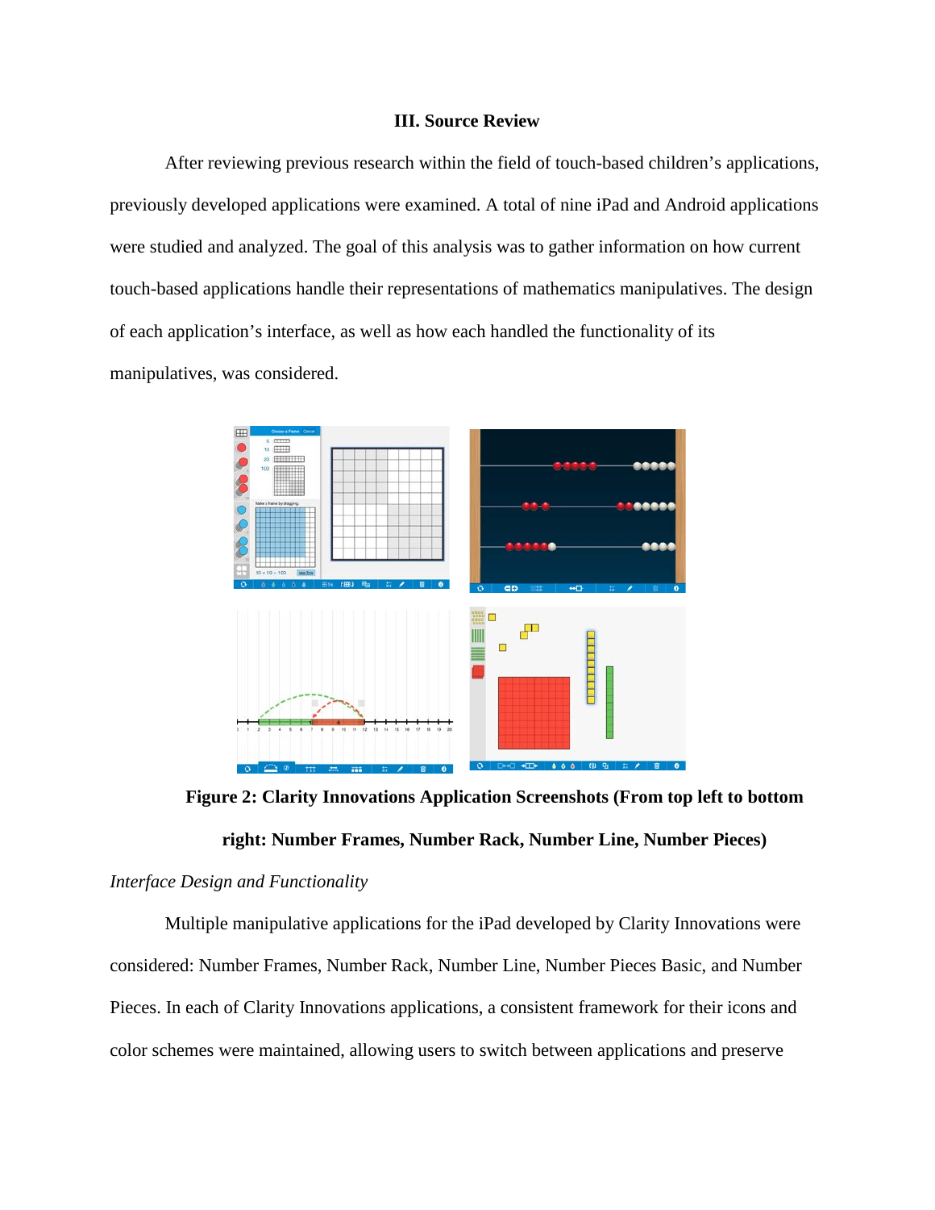### III. Source Review

After reviewing previous research within the field of touch-based children's applications, previously developed applications were examined. A total of nine iPad and Android applications were studied and analyzed. The goal of this analysis was to gather information on how current touch-based applications handle their representations of mathematics manipulatives. The design of each application's interface, as well as how each handled the functionality of its manipulatives, was considered.

**Figure 2: Clarity Innovations Application Screenshots (From top left to bottom right: Number Frames, Number Rack, Number Line, Number Pieces)**

*Interface Design and Functionality*

Multiple manipulative applications for the iPad developed by Clarity Innovations were considered: Number Frames, Number Rack, Number Line, Number Pieces Basic, and Number Pieces. In each of Clarity Innovations applications, a consistent framework for their icons and color schemes were maintained, allowing users to switch between applications and preserve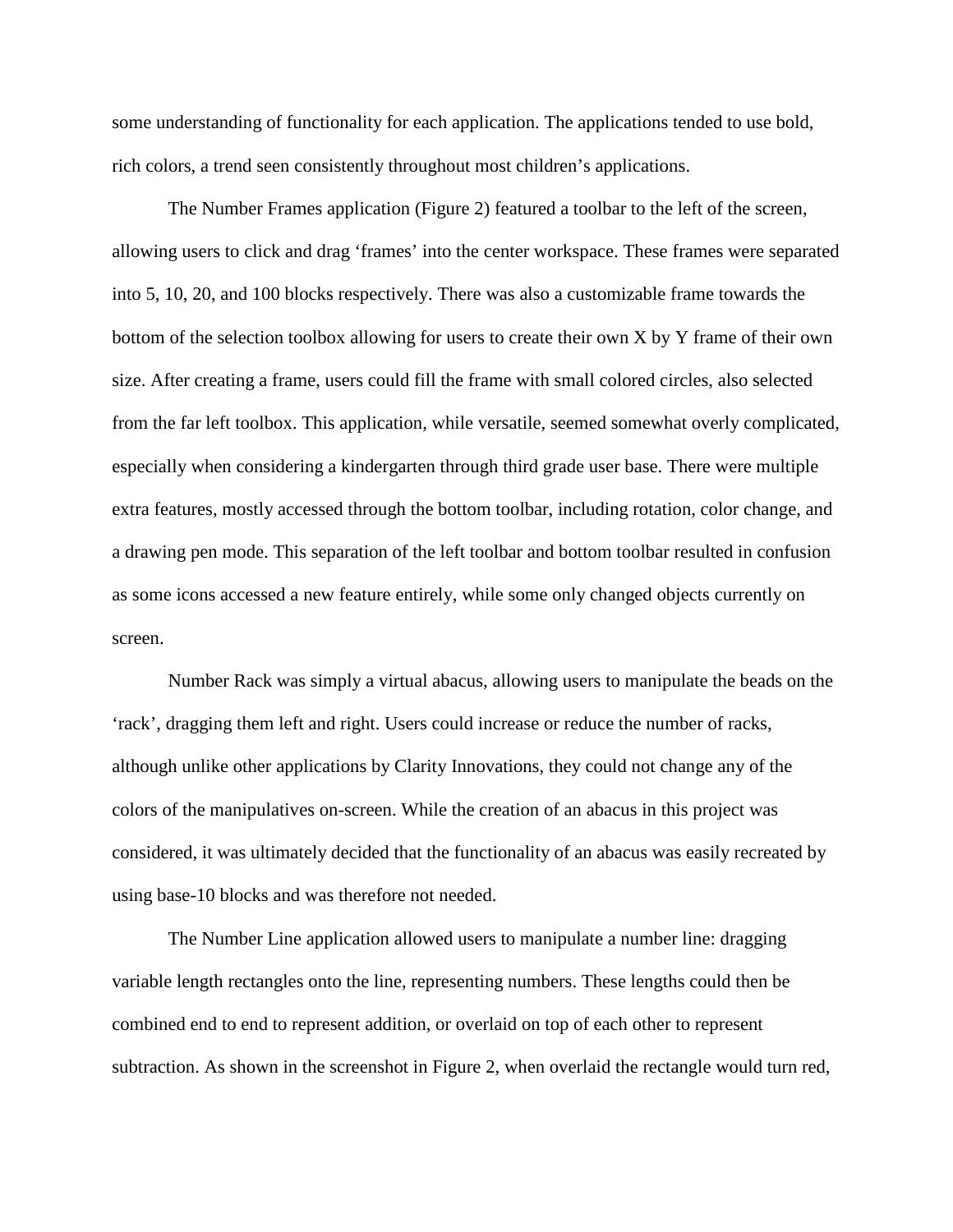some understanding of functionality for each application. The applications tended to use bold, rich colors, a trend seen consistently throughout most children's applications.

The Number Frames application (Figure 2) featured a toolbar to the left of the screen, allowing users to click and drag 'frames' into the center workspace. These frames were separated into 5, 10, 20, and 100 blocks respectively. There was also a customizable frame towards the bottom of the selection toolbox allowing for users to create their own X by Y frame of their own size. After creating a frame, users could fill the frame with small colored circles, also selected from the far left toolbox. This application, while versatile, seemed somewhat overly complicated, especially when considering a kindergarten through third grade user base. There were multiple extra features, mostly accessed through the bottom toolbar, including rotation, color change, and a drawing pen mode. This separation of the left toolbar and bottom toolbar resulted in confusion as some icons accessed a new feature entirely, while some only changed objects currently on screen.

Number Rack was simply a virtual abacus, allowing users to manipulate the beads on the 'rack', dragging them left and right. Users could increase or reduce the number of racks, although unlike other applications by Clarity Innovations, they could not change any of the colors of the manipulatives on-screen. While the creation of an abacus in this project was considered, it was ultimately decided that the functionality of an abacus was easily recreated by using base-10 blocks and was therefore not needed.

The Number Line application allowed users to manipulate a number line: dragging variable length rectangles onto the line, representing numbers. These lengths could then be combined end to end to represent addition, or overlaid on top of each other to represent subtraction. As shown in the screenshot in Figure 2, when overlaid the rectangle would turn red,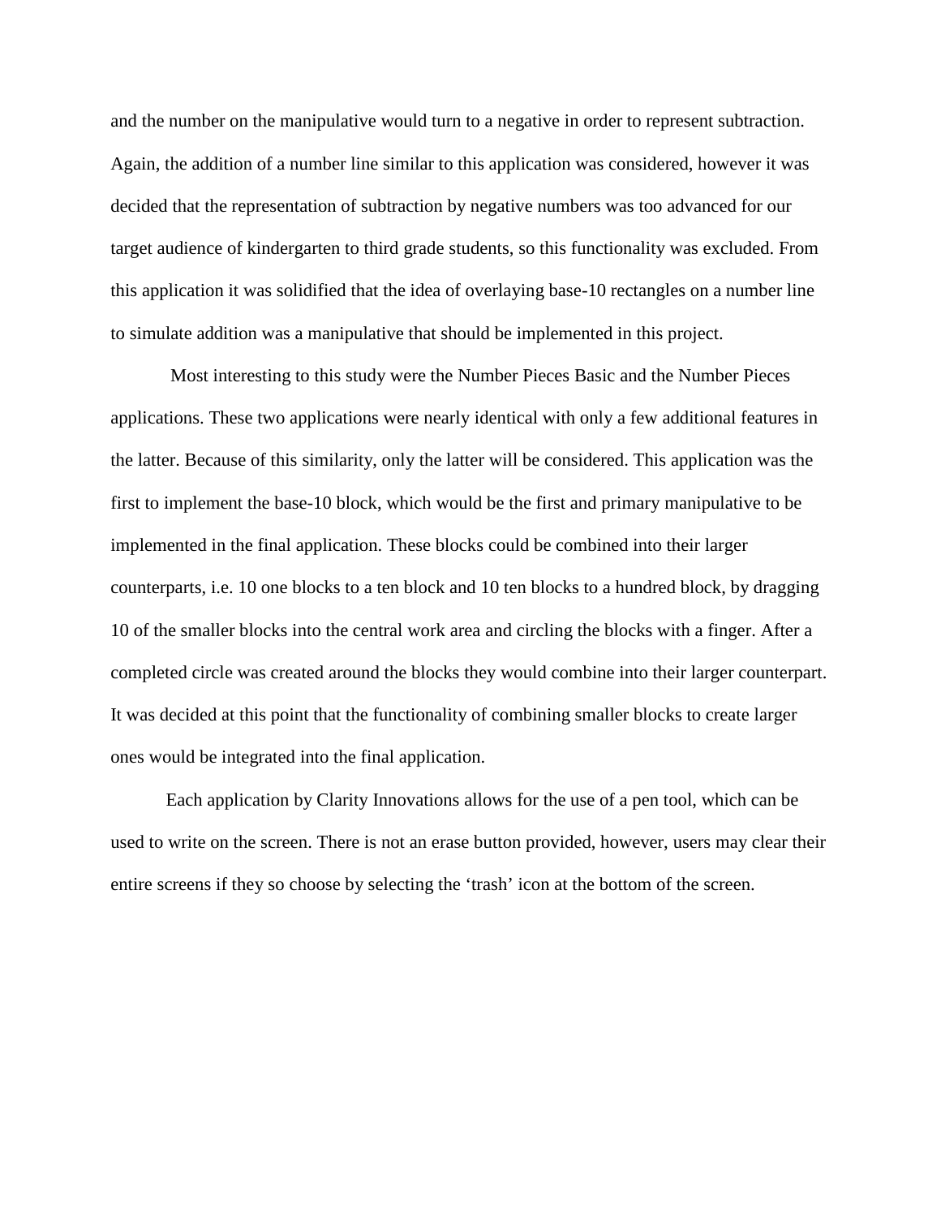and the number on the manipulative would turn to a negative in order to represent subtraction. Again, the addition of a number line similar to this application was considered, however it was decided that the representation of subtraction by negative numbers was too advanced for our target audience of kindergarten to third grade students, so this functionality was excluded. From this application it was solidified that the idea of overlaying base-10 rectangles on a number line to simulate addition was a manipulative that should be implemented in this project.

Most interesting to this study were the Number Pieces Basic and the Number Pieces applications. These two applications were nearly identical with only a few additional features in the latter. Because of this similarity, only the latter will be considered. This application was the first to implement the base-10 block, which would be the first and primary manipulative to be implemented in the final application. These blocks could be combined into their larger counterparts, i.e. 10 one blocks to a ten block and 10 ten blocks to a hundred block, by dragging 10 of the smaller blocks into the central work area and circling the blocks with a finger. After a completed circle was created around the blocks they would combine into their larger counterpart. It was decided at this point that the functionality of combining smaller blocks to create larger ones would be integrated into the final application.

Each application by Clarity Innovations allows for the use of a pen tool, which can be used to write on the screen. There is not an erase button provided, however, users may clear their entire screens if they so choose by selecting the ‘trash’ icon at the bottom of the screen.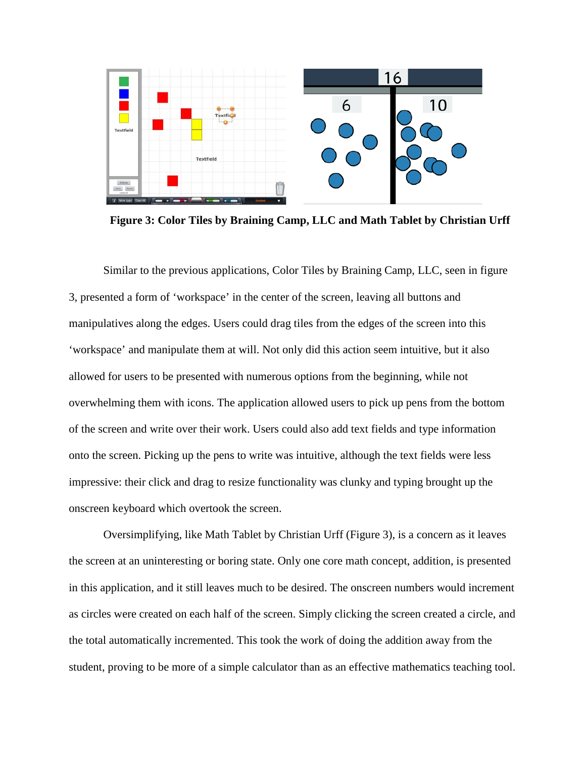**Figure 3: Color Tiles by Braining Camp, LLC and Math Tablet by Christian Urff**

Similar to the previous applications, Color Tiles by Braining Camp, LLC, seen in figure 3, presented a form of 'workspace' in the center of the screen, leaving all buttons and manipulatives along the edges. Users could drag tiles from the edges of the screen into this 'workspace' and manipulate them at will. Not only did this action seem intuitive, but it also allowed for users to be presented with numerous options from the beginning, while not overwhelming them with icons. The application allowed users to pick up pens from the bottom of the screen and write over their work. Users could also add text fields and type information onto the screen. Picking up the pens to write was intuitive, although the text fields were less impressive: their click and drag to resize functionality was clunky and typing brought up the onscreen keyboard which overtook the screen.

Oversimplifying, like Math Tablet by Christian Urff (Figure 3), is a concern as it leaves the screen at an uninteresting or boring state. Only one core math concept, addition, is presented in this application, and it still leaves much to be desired. The onscreen numbers would increment as circles were created on each half of the screen. Simply clicking the screen created a circle, and the total automatically incremented. This took the work of doing the addition away from the student, proving to be more of a simple calculator than as an effective mathematics teaching tool.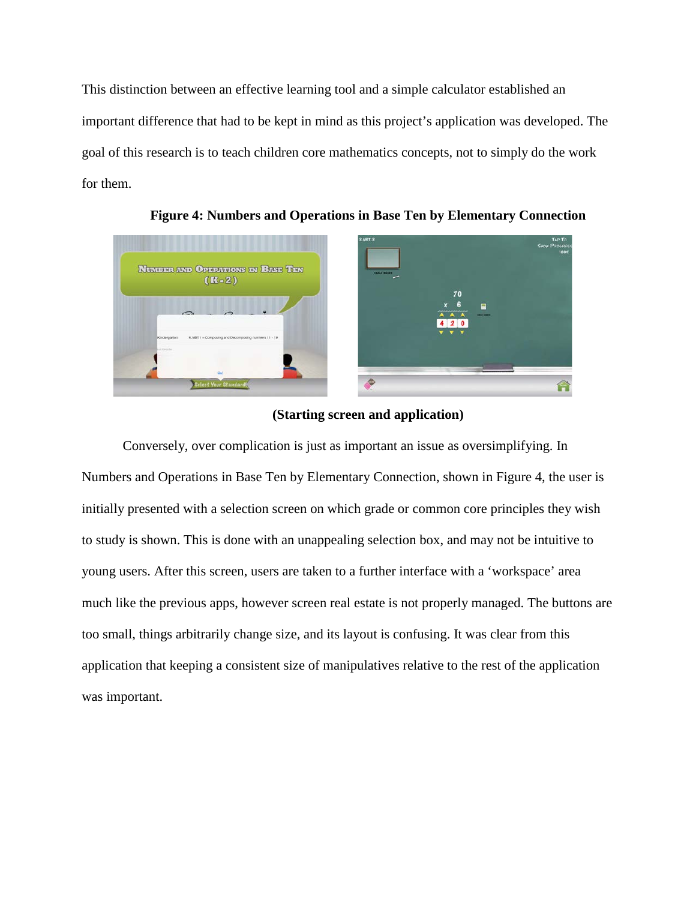This distinction between an effective learning tool and a simple calculator established an important difference that had to be kept in mind as this project's application was developed. The goal of this research is to teach children core mathematics concepts, not to simply do the work for them.

**Figure 4: Numbers and Operations in Base Ten by Elementary Connection**

**(Starting screen and application)**

Conversely, over complication is just as important an issue as oversimplifying. In Numbers and Operations in Base Ten by Elementary Connection, shown in Figure 4, the user is initially presented with a selection screen on which grade or common core principles they wish to study is shown. This is done with an unappealing selection box, and may not be intuitive to young users. After this screen, users are taken to a further interface with a 'workspace' area much like the previous apps, however screen real estate is not properly managed. The buttons are too small, things arbitrarily change size, and its layout is confusing. It was clear from this application that keeping a consistent size of manipulatives relative to the rest of the application was important.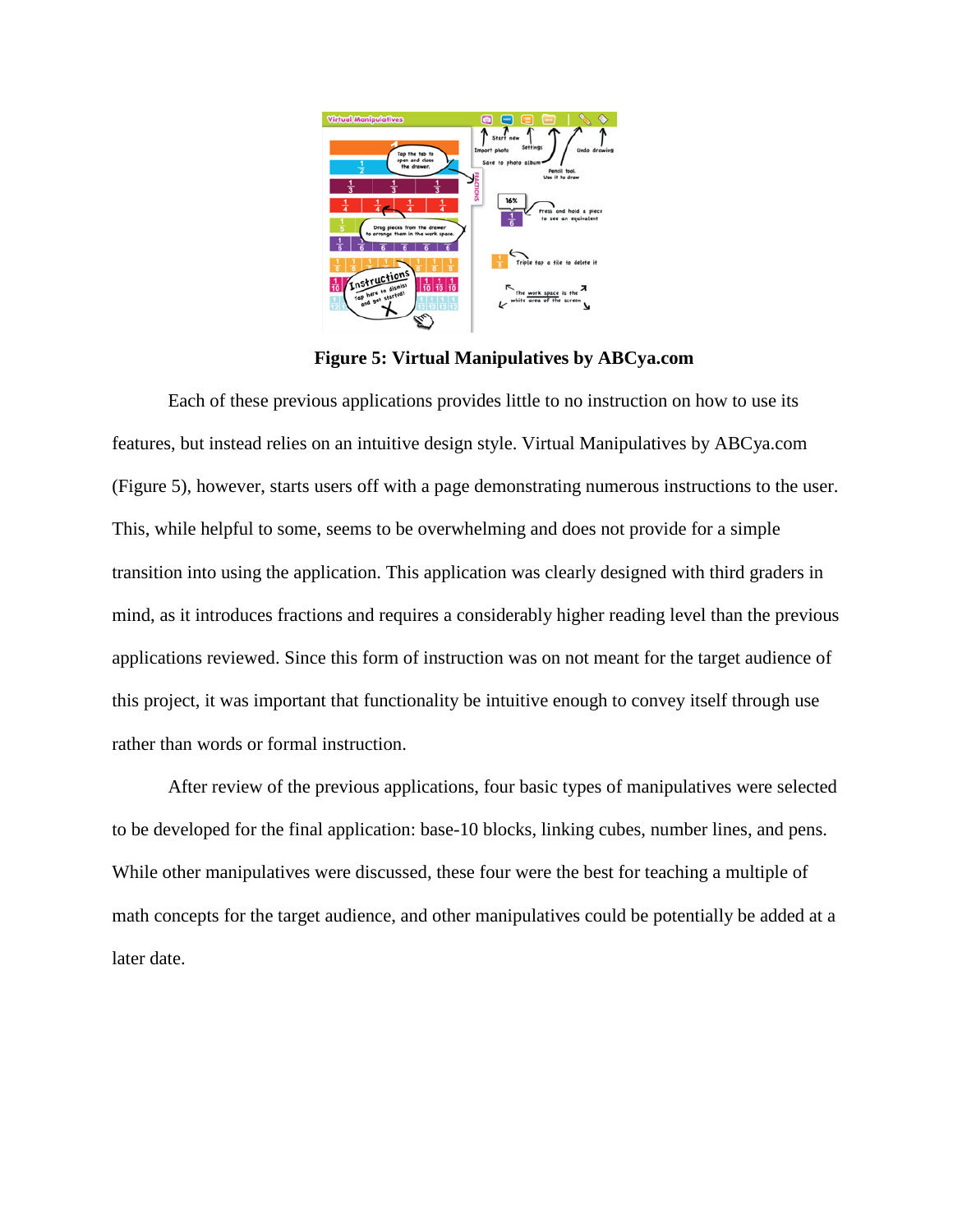**Figure 5: Virtual Manipulatives by ABCya.com**

Each of these previous applications provides little to no instruction on how to use its features, but instead relies on an intuitive design style. Virtual Manipulatives by ABCya.com (Figure 5), however, starts users off with a page demonstrating numerous instructions to the user. This, while helpful to some, seems to be overwhelming and does not provide for a simple transition into using the application. This application was clearly designed with third graders in mind, as it introduces fractions and requires a considerably higher reading level than the previous applications reviewed. Since this form of instruction was on not meant for the target audience of this project, it was important that functionality be intuitive enough to convey itself through use rather than words or formal instruction.

After review of the previous applications, four basic types of manipulatives were selected to be developed for the final application: base-10 blocks, linking cubes, number lines, and pens. While other manipulatives were discussed, these four were the best for teaching a multiple of math concepts for the target audience, and other manipulatives could be potentially be added at a later date.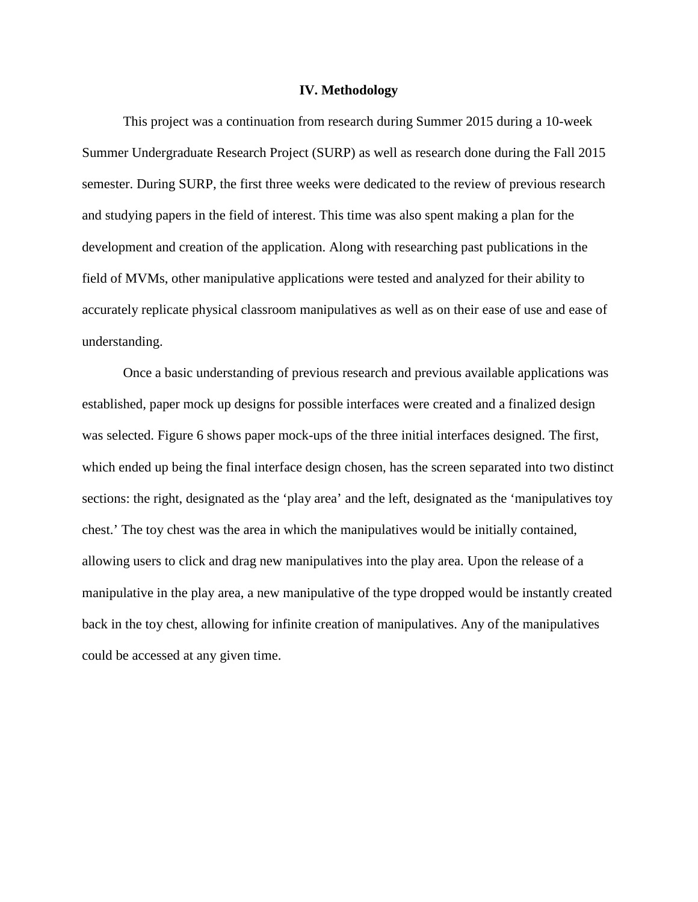## IV. Methodology

This project was a continuation from research during Summer 2015 during a 10-week Summer Undergraduate Research Project (SURP) as well as research done during the Fall 2015 semester. During SURP, the first three weeks were dedicated to the review of previous research and studying papers in the field of interest. This time was also spent making a plan for the development and creation of the application. Along with researching past publications in the field of MVMs, other manipulative applications were tested and analyzed for their ability to accurately replicate physical classroom manipulatives as well as on their ease of use and ease of understanding.

Once a basic understanding of previous research and previous available applications was established, paper mock up designs for possible interfaces were created and a finalized design was selected. Figure 6 shows paper mock-ups of the three initial interfaces designed. The first, which ended up being the final interface design chosen, has the screen separated into two distinct sections: the right, designated as the 'play area' and the left, designated as the 'manipulatives toy chest.' The toy chest was the area in which the manipulatives would be initially contained, allowing users to click and drag new manipulatives into the play area. Upon the release of a manipulative in the play area, a new manipulative of the type dropped would be instantly created back in the toy chest, allowing for infinite creation of manipulatives. Any of the manipulatives could be accessed at any given time.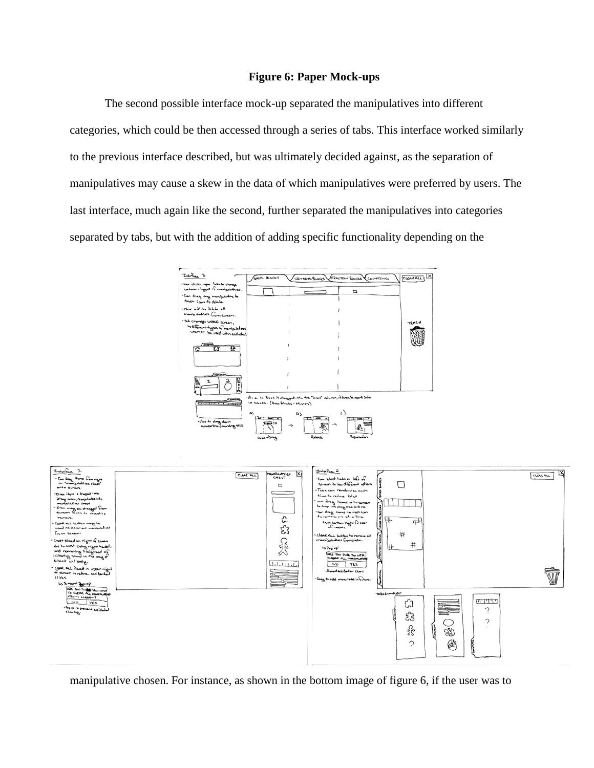**Figure 6: Paper Mock-ups**

The second possible interface mock-up separated the manipulatives into different categories, which could be then accessed through a series of tabs. This interface worked similarly to the previous interface described, but was ultimately decided against, as the separation of manipulatives may cause a skew in the data of which manipulatives were preferred by users. The last interface, much again like the second, further separated the manipulatives into categories separated by tabs, but with the addition of adding specific functionality depending on the

manipulative chosen. For instance, as shown in the bottom image of figure 6, if the user was to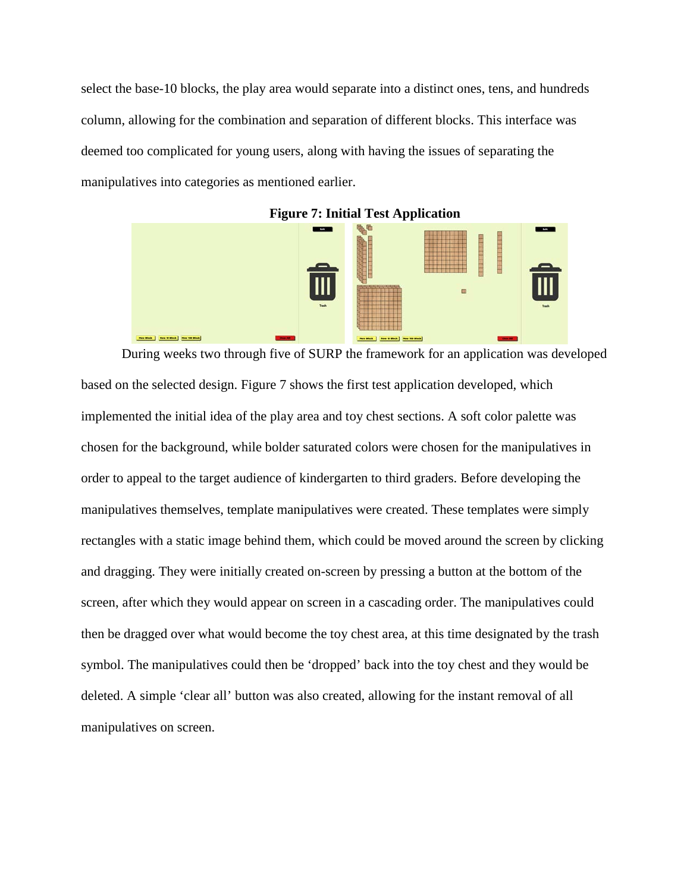select the base-10 blocks, the play area would separate into a distinct ones, tens, and hundreds column, allowing for the combination and separation of different blocks. This interface was deemed too complicated for young users, along with having the issues of separating the manipulatives into categories as mentioned earlier.

**Figure 7: Initial Test Application**

During weeks two through five of SURP the framework for an application was developed based on the selected design. Figure 7 shows the first test application developed, which implemented the initial idea of the play area and toy chest sections. A soft color palette was chosen for the background, while bolder saturated colors were chosen for the manipulatives in order to appeal to the target audience of kindergarten to third graders. Before developing the manipulatives themselves, template manipulatives were created. These templates were simply rectangles with a static image behind them, which could be moved around the screen by clicking and dragging. They were initially created on-screen by pressing a button at the bottom of the screen, after which they would appear on screen in a cascading order. The manipulatives could then be dragged over what would become the toy chest area, at this time designated by the trash symbol. The manipulatives could then be 'dropped' back into the toy chest and they would be deleted. A simple 'clear all' button was also created, allowing for the instant removal of all manipulatives on screen.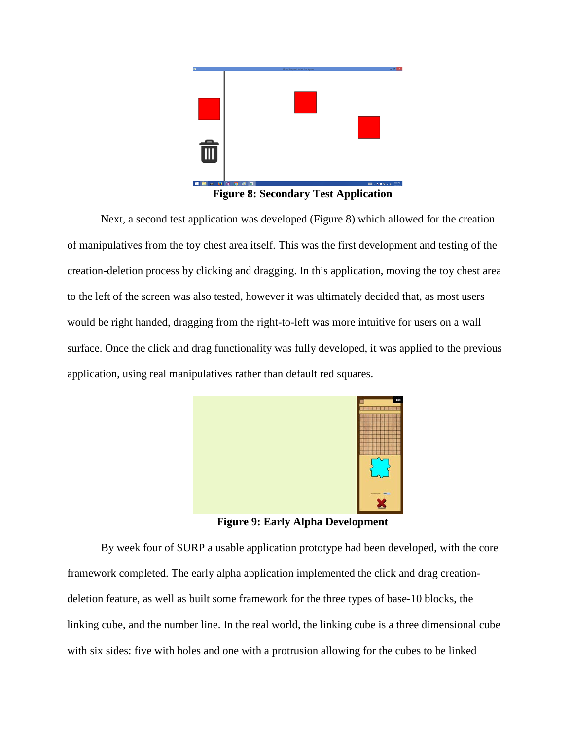**Figure 8: Secondary Test Application**

Next, a second test application was developed (Figure 8) which allowed for the creation of manipulatives from the toy chest area itself. This was the first development and testing of the creation-deletion process by clicking and dragging. In this application, moving the toy chest area to the left of the screen was also tested, however it was ultimately decided that, as most users would be right handed, dragging from the right-to-left was more intuitive for users on a wall surface. Once the click and drag functionality was fully developed, it was applied to the previous application, using real manipulatives rather than default red squares.

**Figure 9: Early Alpha Development**

By week four of SURP a usable application prototype had been developed, with the core framework completed. The early alpha application implemented the click and drag creation-deletion feature, as well as built some framework for the three types of base-10 blocks, the linking cube, and the number line. In the real world, the linking cube is a three dimensional cube with six sides: five with holes and one with a protrusion allowing for the cubes to be linked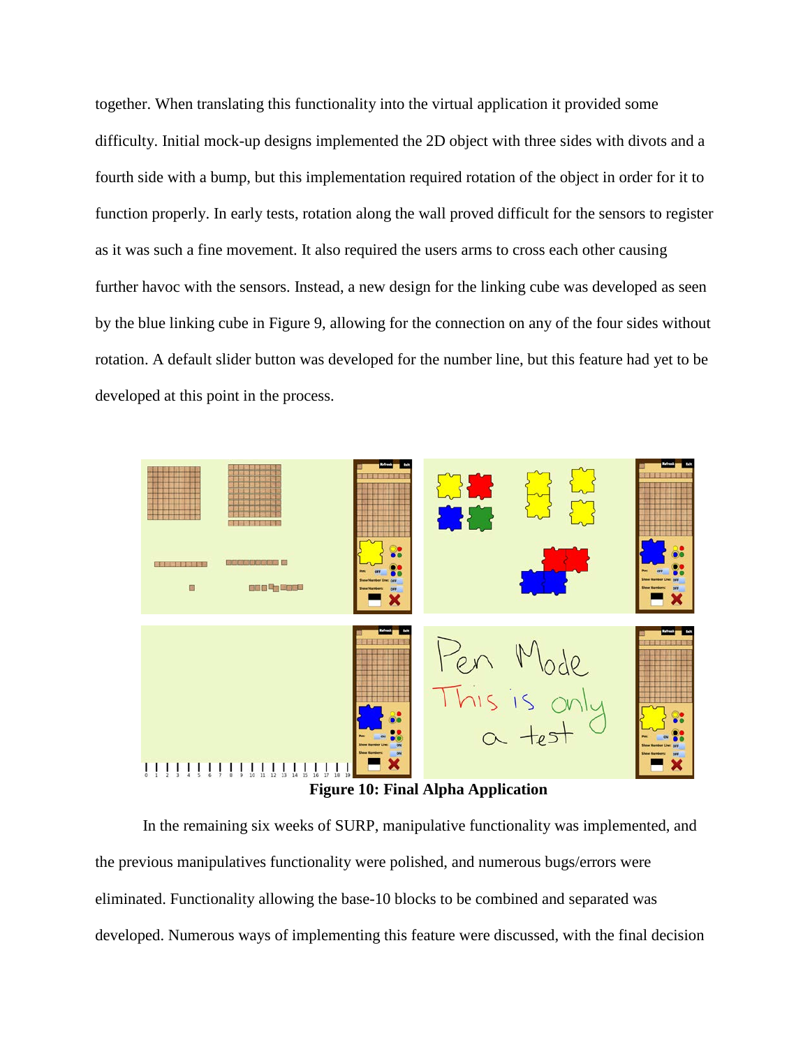together. When translating this functionality into the virtual application it provided some difficulty. Initial mock-up designs implemented the 2D object with three sides with divots and a fourth side with a bump, but this implementation required rotation of the object in order for it to function properly. In early tests, rotation along the wall proved difficult for the sensors to register as it was such a fine movement. It also required the users arms to cross each other causing further havoc with the sensors. Instead, a new design for the linking cube was developed as seen by the blue linking cube in Figure 9, allowing for the connection on any of the four sides without rotation. A default slider button was developed for the number line, but this feature had yet to be developed at this point in the process.

**Figure 10: Final Alpha Application**

In the remaining six weeks of SURP, manipulative functionality was implemented, and the previous manipulatives functionality were polished, and numerous bugs/errors were eliminated. Functionality allowing the base-10 blocks to be combined and separated was developed. Numerous ways of implementing this feature were discussed, with the final decision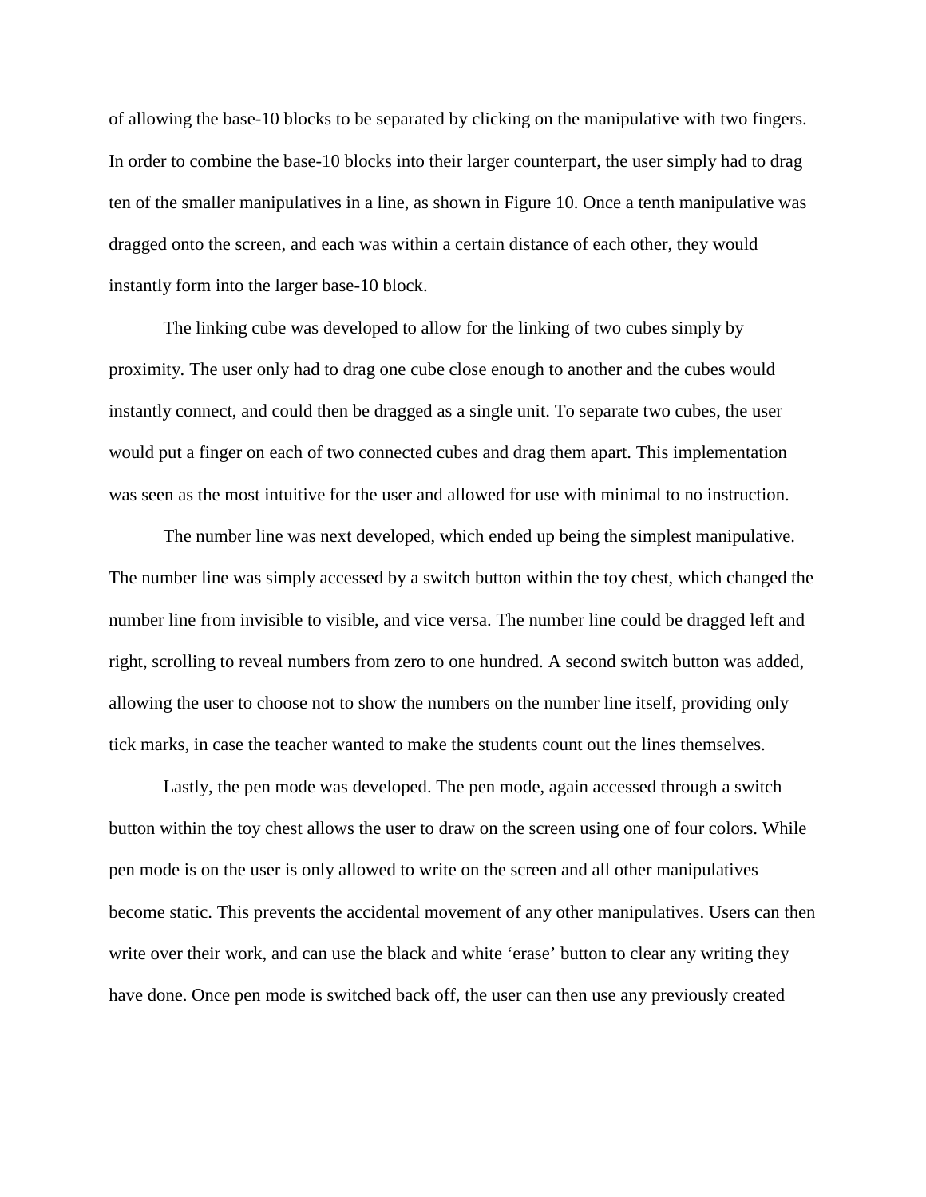of allowing the base-10 blocks to be separated by clicking on the manipulative with two fingers. In order to combine the base-10 blocks into their larger counterpart, the user simply had to drag ten of the smaller manipulatives in a line, as shown in Figure 10. Once a tenth manipulative was dragged onto the screen, and each was within a certain distance of each other, they would instantly form into the larger base-10 block.

The linking cube was developed to allow for the linking of two cubes simply by proximity. The user only had to drag one cube close enough to another and the cubes would instantly connect, and could then be dragged as a single unit. To separate two cubes, the user would put a finger on each of two connected cubes and drag them apart. This implementation was seen as the most intuitive for the user and allowed for use with minimal to no instruction.

The number line was next developed, which ended up being the simplest manipulative. The number line was simply accessed by a switch button within the toy chest, which changed the number line from invisible to visible, and vice versa. The number line could be dragged left and right, scrolling to reveal numbers from zero to one hundred. A second switch button was added, allowing the user to choose not to show the numbers on the number line itself, providing only tick marks, in case the teacher wanted to make the students count out the lines themselves.

Lastly, the pen mode was developed. The pen mode, again accessed through a switch button within the toy chest allows the user to draw on the screen using one of four colors. While pen mode is on the user is only allowed to write on the screen and all other manipulatives become static. This prevents the accidental movement of any other manipulatives. Users can then write over their work, and can use the black and white 'erase' button to clear any writing they have done. Once pen mode is switched back off, the user can then use any previously created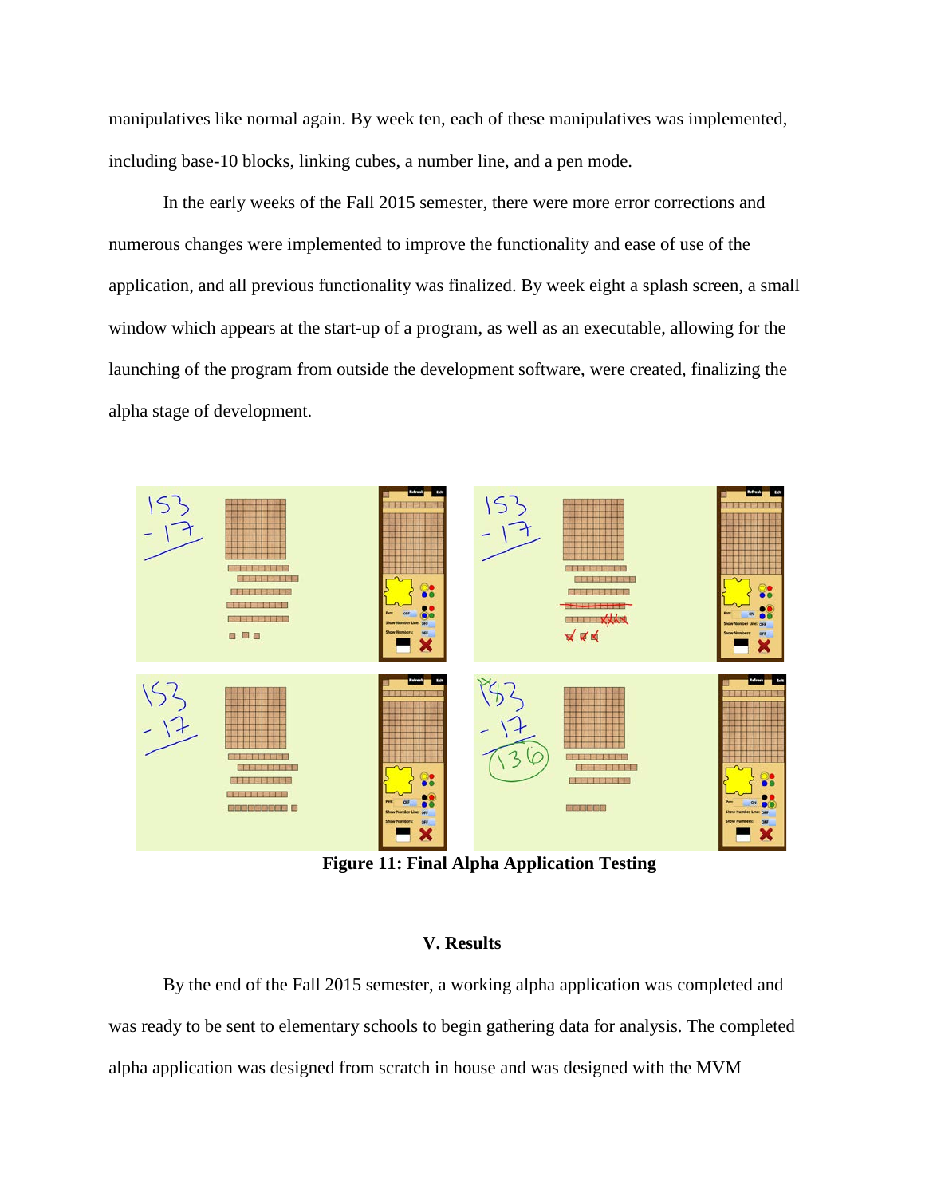manipulatives like normal again. By week ten, each of these manipulatives was implemented, including base-10 blocks, linking cubes, a number line, and a pen mode.

In the early weeks of the Fall 2015 semester, there were more error corrections and numerous changes were implemented to improve the functionality and ease of use of the application, and all previous functionality was finalized. By week eight a splash screen, a small window which appears at the start-up of a program, as well as an executable, allowing for the launching of the program from outside the development software, were created, finalizing the alpha stage of development.

**Figure 11: Final Alpha Application Testing**

## V. Results

By the end of the Fall 2015 semester, a working alpha application was completed and was ready to be sent to elementary schools to begin gathering data for analysis. The completed alpha application was designed from scratch in house and was designed with the MVM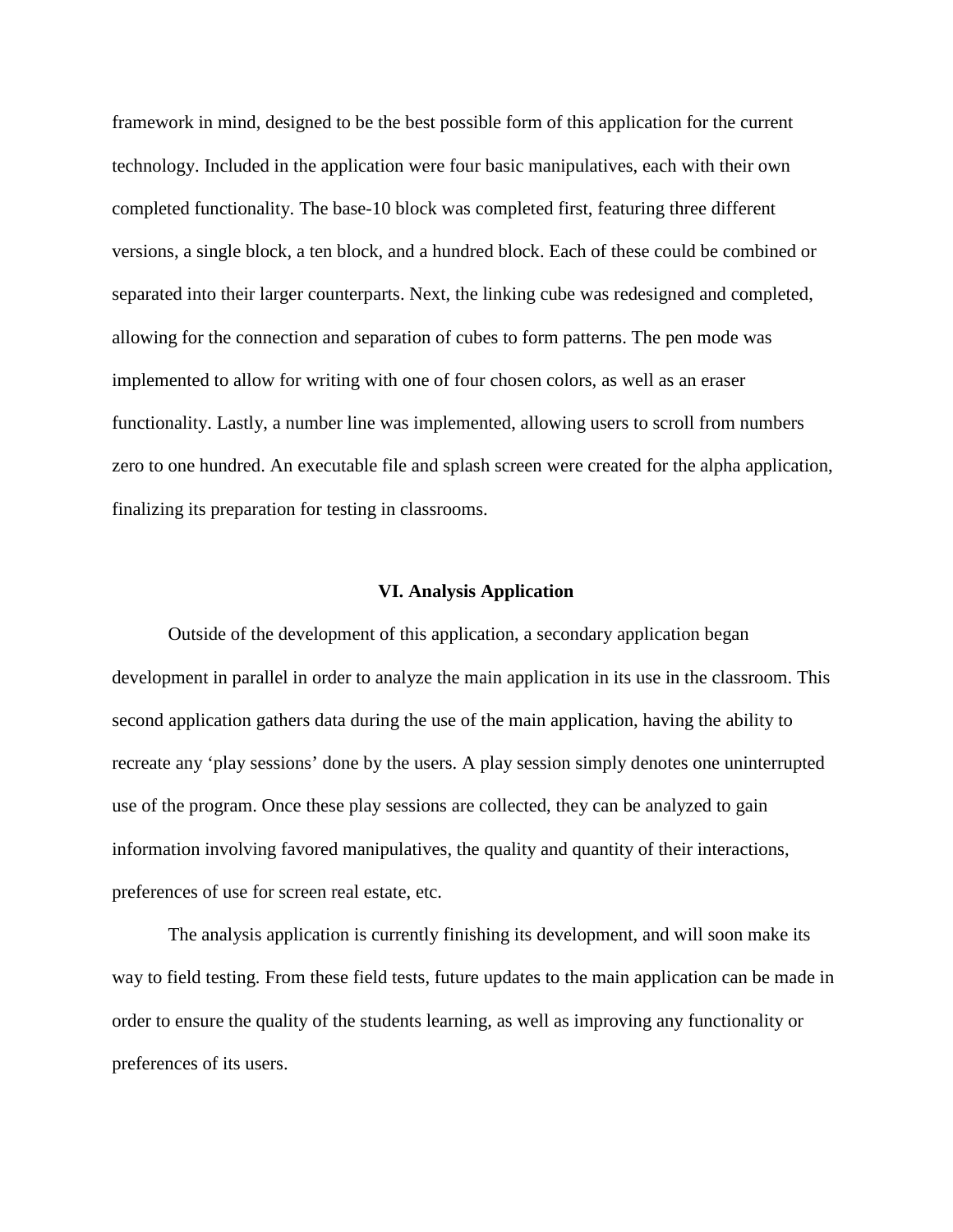framework in mind, designed to be the best possible form of this application for the current technology. Included in the application were four basic manipulatives, each with their own completed functionality. The base-10 block was completed first, featuring three different versions, a single block, a ten block, and a hundred block. Each of these could be combined or separated into their larger counterparts. Next, the linking cube was redesigned and completed, allowing for the connection and separation of cubes to form patterns. The pen mode was implemented to allow for writing with one of four chosen colors, as well as an eraser functionality. Lastly, a number line was implemented, allowing users to scroll from numbers zero to one hundred. An executable file and splash screen were created for the alpha application, finalizing its preparation for testing in classrooms.

## VI. Analysis Application

Outside of the development of this application, a secondary application began development in parallel in order to analyze the main application in its use in the classroom. This second application gathers data during the use of the main application, having the ability to recreate any 'play sessions' done by the users. A play session simply denotes one uninterrupted use of the program. Once these play sessions are collected, they can be analyzed to gain information involving favored manipulatives, the quality and quantity of their interactions, preferences of use for screen real estate, etc.

The analysis application is currently finishing its development, and will soon make its way to field testing. From these field tests, future updates to the main application can be made in order to ensure the quality of the students learning, as well as improving any functionality or preferences of its users.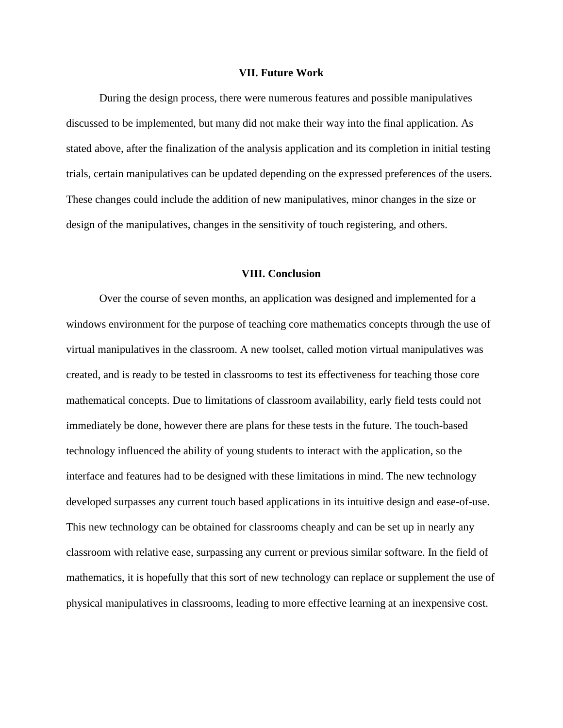## VII. Future Work

During the design process, there were numerous features and possible manipulatives discussed to be implemented, but many did not make their way into the final application. As stated above, after the finalization of the analysis application and its completion in initial testing trials, certain manipulatives can be updated depending on the expressed preferences of the users. These changes could include the addition of new manipulatives, minor changes in the size or design of the manipulatives, changes in the sensitivity of touch registering, and others.

## VIII. Conclusion

Over the course of seven months, an application was designed and implemented for a windows environment for the purpose of teaching core mathematics concepts through the use of virtual manipulatives in the classroom. A new toolset, called motion virtual manipulatives was created, and is ready to be tested in classrooms to test its effectiveness for teaching those core mathematical concepts. Due to limitations of classroom availability, early field tests could not immediately be done, however there are plans for these tests in the future. The touch-based technology influenced the ability of young students to interact with the application, so the interface and features had to be designed with these limitations in mind. The new technology developed surpasses any current touch based applications in its intuitive design and ease-of-use. This new technology can be obtained for classrooms cheaply and can be set up in nearly any classroom with relative ease, surpassing any current or previous similar software. In the field of mathematics, it is hopefully that this sort of new technology can replace or supplement the use of physical manipulatives in classrooms, leading to more effective learning at an inexpensive cost.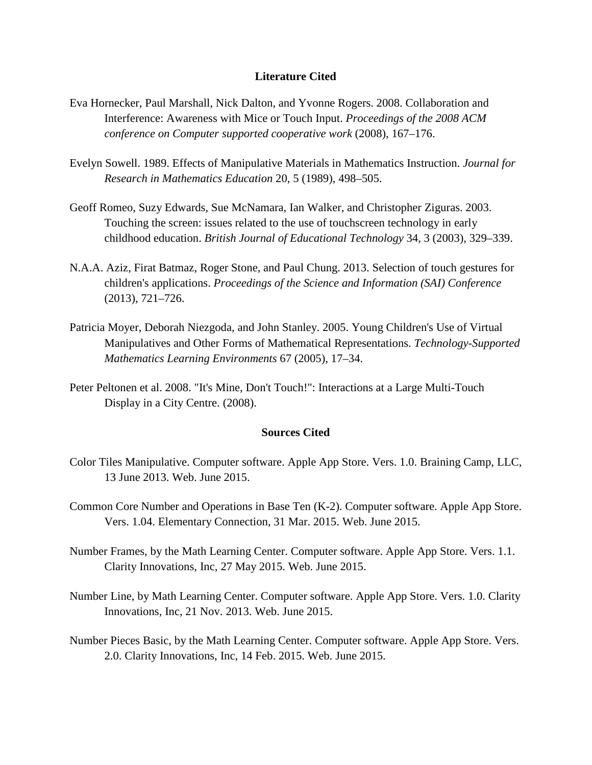## Literature Cited

Eva Hornecker, Paul Marshall, Nick Dalton, and Yvonne Rogers. 2008. Collaboration and Interference: Awareness with Mice or Touch Input. *Proceedings of the 2008 ACM conference on Computer supported cooperative work* (2008), 167–176.

Evelyn Sowell. 1989. Effects of Manipulative Materials in Mathematics Instruction. *Journal for Research in Mathematics Education* 20, 5 (1989), 498–505.

Geoff Romeo, Suzy Edwards, Sue McNamara, Ian Walker, and Christopher Ziguras. 2003. Touching the screen: issues related to the use of touchscreen technology in early childhood education. *British Journal of Educational Technology* 34, 3 (2003), 329–339.

N.A.A. Aziz, Firat Batmaz, Roger Stone, and Paul Chung. 2013. Selection of touch gestures for children's applications. *Proceedings of the Science and Information (SAI) Conference* (2013), 721–726.

Patricia Moyer, Deborah Niezgoda, and John Stanley. 2005. Young Children's Use of Virtual Manipulatives and Other Forms of Mathematical Representations. *Technology-Supported Mathematics Learning Environments* 67 (2005), 17–34.

Peter Peltonen et al. 2008. "It's Mine, Don't Touch!": Interactions at a Large Multi-Touch Display in a City Centre. (2008).

## Sources Cited

Color Tiles Manipulative. Computer software. Apple App Store. Vers. 1.0. Braining Camp, LLC, 13 June 2013. Web. June 2015.

Common Core Number and Operations in Base Ten (K-2). Computer software. Apple App Store. Vers. 1.04. Elementary Connection, 31 Mar. 2015. Web. June 2015.

Number Frames, by the Math Learning Center. Computer software. Apple App Store. Vers. 1.1. Clarity Innovations, Inc, 27 May 2015. Web. June 2015.

Number Line, by Math Learning Center. Computer software. Apple App Store. Vers. 1.0. Clarity Innovations, Inc, 21 Nov. 2013. Web. June 2015.

Number Pieces Basic, by the Math Learning Center. Computer software. Apple App Store. Vers. 2.0. Clarity Innovations, Inc, 14 Feb. 2015. Web. June 2015.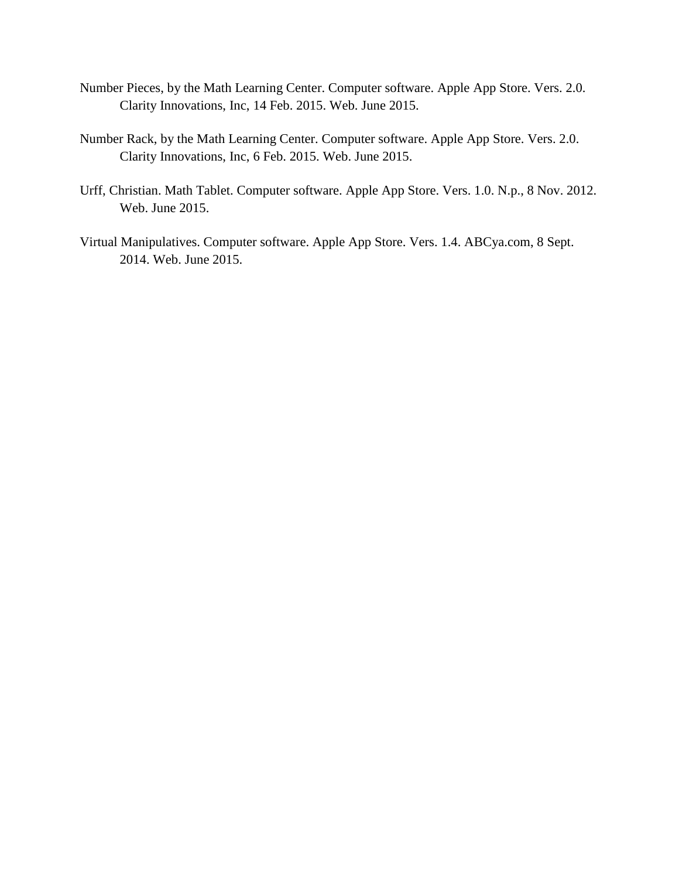Number Pieces, by the Math Learning Center. Computer software. Apple App Store. Vers. 2.0. Clarity Innovations, Inc, 14 Feb. 2015. Web. June 2015.

Number Rack, by the Math Learning Center. Computer software. Apple App Store. Vers. 2.0. Clarity Innovations, Inc, 6 Feb. 2015. Web. June 2015.

Urff, Christian. Math Tablet. Computer software. Apple App Store. Vers. 1.0. N.p., 8 Nov. 2012. Web. June 2015.

Virtual Manipulatives. Computer software. Apple App Store. Vers. 1.4. ABCya.com, 8 Sept. 2014. Web. June 2015.